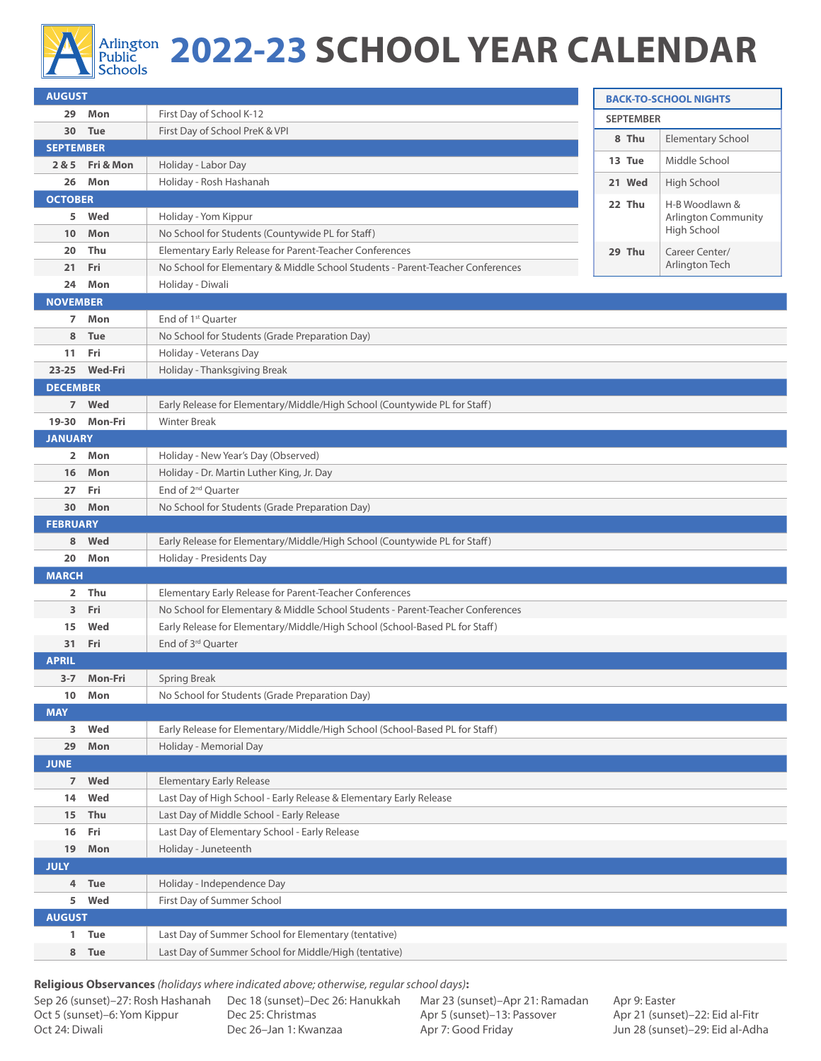# Arlington Public Schools 2022-23 SCHOOL YEAR CALENDAR

| Date | Day | Event |
|---|---|---|
| **AUGUST** | | |
| 29 | Mon | First Day of School K-12 |
| 30 | Tue | First Day of School PreK & VPI |
| **SEPTEMBER** | | |
| 2 & 5 | Fri & Mon | Holiday - Labor Day |
| 26 | Mon | Holiday - Rosh Hashanah |
| **OCTOBER** | | |
| 5 | Wed | Holiday - Yom Kippur |
| 10 | Mon | No School for Students (Countywide PL for Staff) |
| 20 | Thu | Elementary Early Release for Parent-Teacher Conferences |
| 21 | Fri | No School for Elementary & Middle School Students - Parent-Teacher Conferences |
| 24 | Mon | Holiday - Diwali |
| **NOVEMBER** | | |
| 7 | Mon | End of 1st Quarter |
| 8 | Tue | No School for Students (Grade Preparation Day) |
| 11 | Fri | Holiday - Veterans Day |
| 23-25 | Wed-Fri | Holiday - Thanksgiving Break |
| **DECEMBER** | | |
| 7 | Wed | Early Release for Elementary/Middle/High School (Countywide PL for Staff) |
| 19-30 | Mon-Fri | Winter Break |
| **JANUARY** | | |
| 2 | Mon | Holiday - New Year's Day (Observed) |
| 16 | Mon | Holiday - Dr. Martin Luther King, Jr. Day |
| 27 | Fri | End of 2nd Quarter |
| 30 | Mon | No School for Students (Grade Preparation Day) |
| **FEBRUARY** | | |
| 8 | Wed | Early Release for Elementary/Middle/High School (Countywide PL for Staff) |
| 20 | Mon | Holiday - Presidents Day |
| **MARCH** | | |
| 2 | Thu | Elementary Early Release for Parent-Teacher Conferences |
| 3 | Fri | No School for Elementary & Middle School Students - Parent-Teacher Conferences |
| 15 | Wed | Early Release for Elementary/Middle/High School (School-Based PL for Staff) |
| 31 | Fri | End of 3rd Quarter |
| **APRIL** | | |
| 3-7 | Mon-Fri | Spring Break |
| 10 | Mon | No School for Students (Grade Preparation Day) |
| **MAY** | | |
| 3 | Wed | Early Release for Elementary/Middle/High School (School-Based PL for Staff) |
| 29 | Mon | Holiday - Memorial Day |
| **JUNE** | | |
| 7 | Wed | Elementary Early Release |
| 14 | Wed | Last Day of High School - Early Release & Elementary Early Release |
| 15 | Thu | Last Day of Middle School - Early Release |
| 16 | Fri | Last Day of Elementary School - Early Release |
| 19 | Mon | Holiday - Juneteenth |
| **JULY** | | |
| 4 | Tue | Holiday - Independence Day |
| 5 | Wed | First Day of Summer School |
| **AUGUST** | | |
| 1 | Tue | Last Day of Summer School for Elementary (tentative) |
| 8 | Tue | Last Day of Summer School for Middle/High (tentative) |

## BACK-TO-SCHOOL NIGHTS

| SEPTEMBER | |
|---|---|
| 8 Thu | Elementary School |
| 13 Tue | Middle School |
| 21 Wed | High School |
| 22 Thu | H-B Woodlawn & Arlington Community High School |
| 29 Thu | Career Center/ Arlington Tech |

**Religious Observances** *(holidays where indicated above; otherwise, regular school days)***:**

Sep 26 (sunset)–27: Rosh Hashanah
Oct 5 (sunset)–6: Yom Kippur
Oct 24: Diwali
Dec 18 (sunset)–Dec 26: Hanukkah
Dec 25: Christmas
Dec 26–Jan 1: Kwanzaa
Mar 23 (sunset)–Apr 21: Ramadan
Apr 5 (sunset)–13: Passover
Apr 7: Good Friday
Apr 9: Easter
Apr 21 (sunset)–22: Eid al-Fitr
Jun 28 (sunset)–29: Eid al-Adha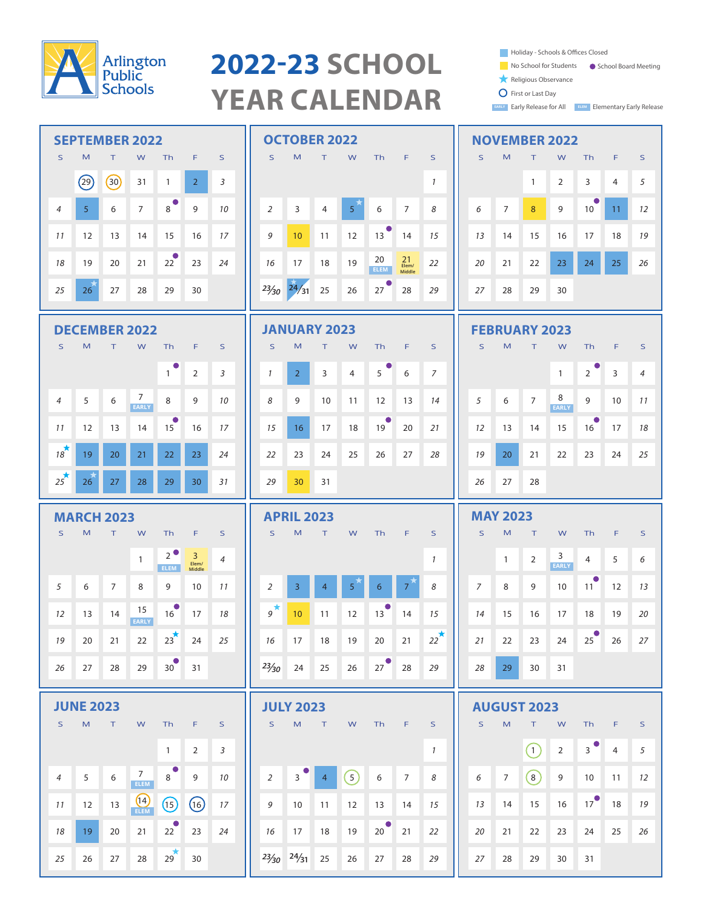# 2022-23 SCHOOL YEAR CALENDAR

Arlington Public Schools

Legend:
- Holiday - Schools & Offices Closed
- No School for Students
- Religious Observance
- First or Last Day
- EARLY: Early Release for All
- ELEM: Elementary Early Release
- School Board Meeting

## SEPTEMBER 2022

| S | M | T | W | Th | F | S |
|---|---|---|---|---|---|---|
| | 29 | 30 | 31 | 1 | 2 | 3 |
| 4 | 5 | 6 | 7 | 8 | 9 | 10 |
| 11 | 12 | 13 | 14 | 15 | 16 | 17 |
| 18 | 19 | 20 | 21 | 22 | 23 | 24 |
| 25 | 26 | 27 | 28 | 29 | 30 | |

## OCTOBER 2022

| S | M | T | W | Th | F | S |
|---|---|---|---|---|---|---|
| | | | | | | 1 |
| 2 | 3 | 4 | 5 | 6 | 7 | 8 |
| 9 | 10 | 11 | 12 | 13 | 14 | 15 |
| 16 | 17 | 18 | 19 | 20 ELEM | 21 Elem/Middle | 22 |
| 23/30 | 24/31 | 25 | 26 | 27 | 28 | 29 |

## NOVEMBER 2022

| S | M | T | W | Th | F | S |
|---|---|---|---|---|---|---|
| | | 1 | 2 | 3 | 4 | 5 |
| 6 | 7 | 8 | 9 | 10 | 11 | 12 |
| 13 | 14 | 15 | 16 | 17 | 18 | 19 |
| 20 | 21 | 22 | 23 | 24 | 25 | 26 |
| 27 | 28 | 29 | 30 | | | |

## DECEMBER 2022

| S | M | T | W | Th | F | S |
|---|---|---|---|---|---|---|
| | | | | 1 | 2 | 3 |
| 4 | 5 | 6 | 7 EARLY | 8 | 9 | 10 |
| 11 | 12 | 13 | 14 | 15 | 16 | 17 |
| 18 | 19 | 20 | 21 | 22 | 23 | 24 |
| 25 | 26 | 27 | 28 | 29 | 30 | 31 |

## JANUARY 2023

| S | M | T | W | Th | F | S |
|---|---|---|---|---|---|---|
| 1 | 2 | 3 | 4 | 5 | 6 | 7 |
| 8 | 9 | 10 | 11 | 12 | 13 | 14 |
| 15 | 16 | 17 | 18 | 19 | 20 | 21 |
| 22 | 23 | 24 | 25 | 26 | 27 | 28 |
| 29 | 30 | 31 | | | | |

## FEBRUARY 2023

| S | M | T | W | Th | F | S |
|---|---|---|---|---|---|---|
| | | | 1 | 2 | 3 | 4 |
| 5 | 6 | 7 | 8 EARLY | 9 | 10 | 11 |
| 12 | 13 | 14 | 15 | 16 | 17 | 18 |
| 19 | 20 | 21 | 22 | 23 | 24 | 25 |
| 26 | 27 | 28 | | | | |

## MARCH 2023

| S | M | T | W | Th | F | S |
|---|---|---|---|---|---|---|
| | | | 1 | 2 ELEM | 3 Elem/Middle | 4 |
| 5 | 6 | 7 | 8 | 9 | 10 | 11 |
| 12 | 13 | 14 | 15 EARLY | 16 | 17 | 18 |
| 19 | 20 | 21 | 22 | 23 | 24 | 25 |
| 26 | 27 | 28 | 29 | 30 | 31 | |

## APRIL 2023

| S | M | T | W | Th | F | S |
|---|---|---|---|---|---|---|
| | | | | | | 1 |
| 2 | 3 | 4 | 5 | 6 | 7 | 8 |
| 9 | 10 | 11 | 12 | 13 | 14 | 15 |
| 16 | 17 | 18 | 19 | 20 | 21 | 22 |
| 23/30 | 24 | 25 | 26 | 27 | 28 | 29 |

## MAY 2023

| S | M | T | W | Th | F | S |
|---|---|---|---|---|---|---|
| | 1 | 2 | 3 EARLY | 4 | 5 | 6 |
| 7 | 8 | 9 | 10 | 11 | 12 | 13 |
| 14 | 15 | 16 | 17 | 18 | 19 | 20 |
| 21 | 22 | 23 | 24 | 25 | 26 | 27 |
| 28 | 29 | 30 | 31 | | | |

## JUNE 2023

| S | M | T | W | Th | F | S |
|---|---|---|---|---|---|---|
| | | | | 1 | 2 | 3 |
| 4 | 5 | 6 | 7 ELEM | 8 | 9 | 10 |
| 11 | 12 | 13 | 14 ELEM | 15 | 16 | 17 |
| 18 | 19 | 20 | 21 | 22 | 23 | 24 |
| 25 | 26 | 27 | 28 | 29 | 30 | |

## JULY 2023

| S | M | T | W | Th | F | S |
|---|---|---|---|---|---|---|
| | | | | | | 1 |
| 2 | 3 | 4 | 5 | 6 | 7 | 8 |
| 9 | 10 | 11 | 12 | 13 | 14 | 15 |
| 16 | 17 | 18 | 19 | 20 | 21 | 22 |
| 23/30 | 24/31 | 25 | 26 | 27 | 28 | 29 |

## AUGUST 2023

| S | M | T | W | Th | F | S |
|---|---|---|---|---|---|---|
| | | 1 | 2 | 3 | 4 | 5 |
| 6 | 7 | 8 | 9 | 10 | 11 | 12 |
| 13 | 14 | 15 | 16 | 17 | 18 | 19 |
| 20 | 21 | 22 | 23 | 24 | 25 | 26 |
| 27 | 28 | 29 | 30 | 31 | | |